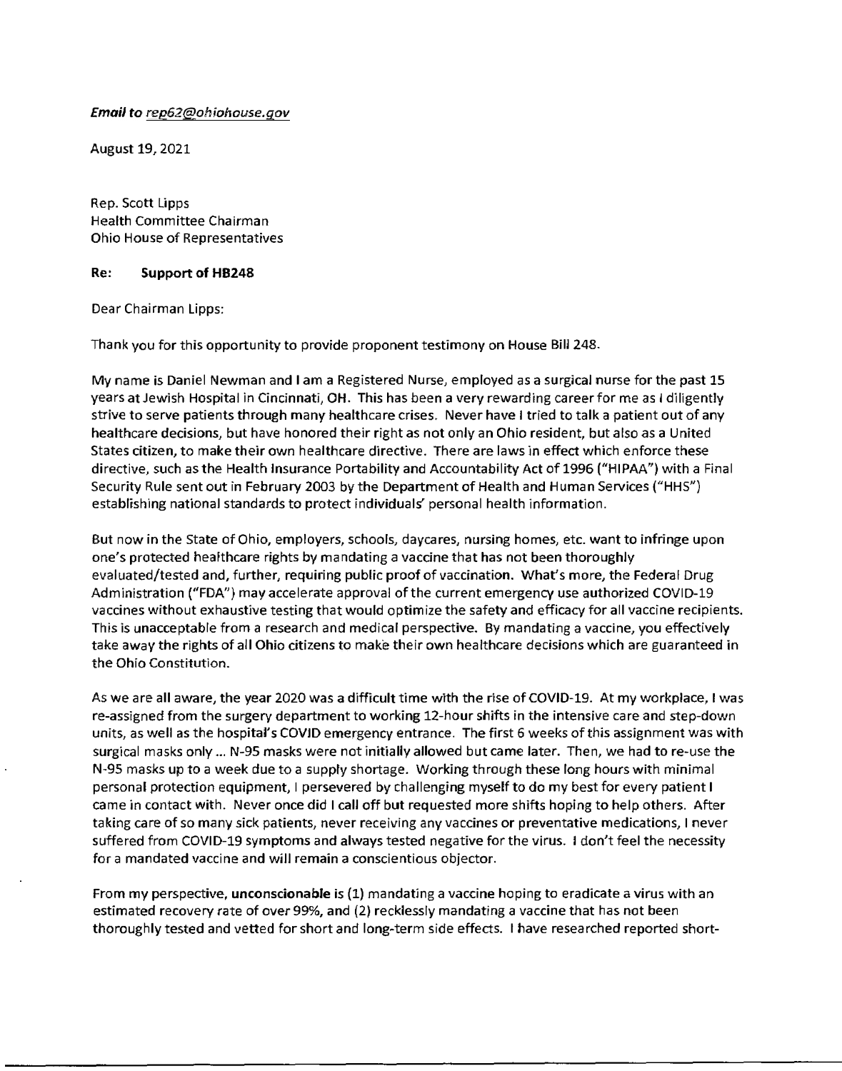***Email to** rep62@ohiohouse.gov*

August 19, 2021

Rep. Scott Lipps
Health Committee Chairman
Ohio House of Representatives

**Re: Support of HB248**

Dear Chairman Lipps:

Thank you for this opportunity to provide proponent testimony on House Bill 248.

My name is Daniel Newman and I am a Registered Nurse, employed as a surgical nurse for the past 15 years at Jewish Hospital in Cincinnati, OH. This has been a very rewarding career for me as I diligently strive to serve patients through many healthcare crises. Never have I tried to talk a patient out of any healthcare decisions, but have honored their right as not only an Ohio resident, but also as a United States citizen, to make their own healthcare directive. There are laws in effect which enforce these directive, such as the Health Insurance Portability and Accountability Act of 1996 ("HIPAA") with a Final Security Rule sent out in February 2003 by the Department of Health and Human Services ("HHS") establishing national standards to protect individuals' personal health information.

But now in the State of Ohio, employers, schools, daycares, nursing homes, etc. want to infringe upon one's protected healthcare rights by mandating a vaccine that has not been thoroughly evaluated/tested and, further, requiring public proof of vaccination. What's more, the Federal Drug Administration ("FDA") may accelerate approval of the current emergency use authorized COVID-19 vaccines without exhaustive testing that would optimize the safety and efficacy for all vaccine recipients. This is unacceptable from a research and medical perspective. By mandating a vaccine, you effectively take away the rights of all Ohio citizens to make their own healthcare decisions which are guaranteed in the Ohio Constitution.

As we are all aware, the year 2020 was a difficult time with the rise of COVID-19. At my workplace, I was re-assigned from the surgery department to working 12-hour shifts in the intensive care and step-down units, as well as the hospital's COVID emergency entrance. The first 6 weeks of this assignment was with surgical masks only ... N-95 masks were not initially allowed but came later. Then, we had to re-use the N-95 masks up to a week due to a supply shortage. Working through these long hours with minimal personal protection equipment, I persevered by challenging myself to do my best for every patient I came in contact with. Never once did I call off but requested more shifts hoping to help others. After taking care of so many sick patients, never receiving any vaccines or preventative medications, I never suffered from COVID-19 symptoms and always tested negative for the virus. I don't feel the necessity for a mandated vaccine and will remain a conscientious objector.

From my perspective, **unconscionable** is (1) mandating a vaccine hoping to eradicate a virus with an estimated recovery rate of over 99%, and (2) recklessly mandating a vaccine that has not been thoroughly tested and vetted for short and long-term side effects. I have researched reported short-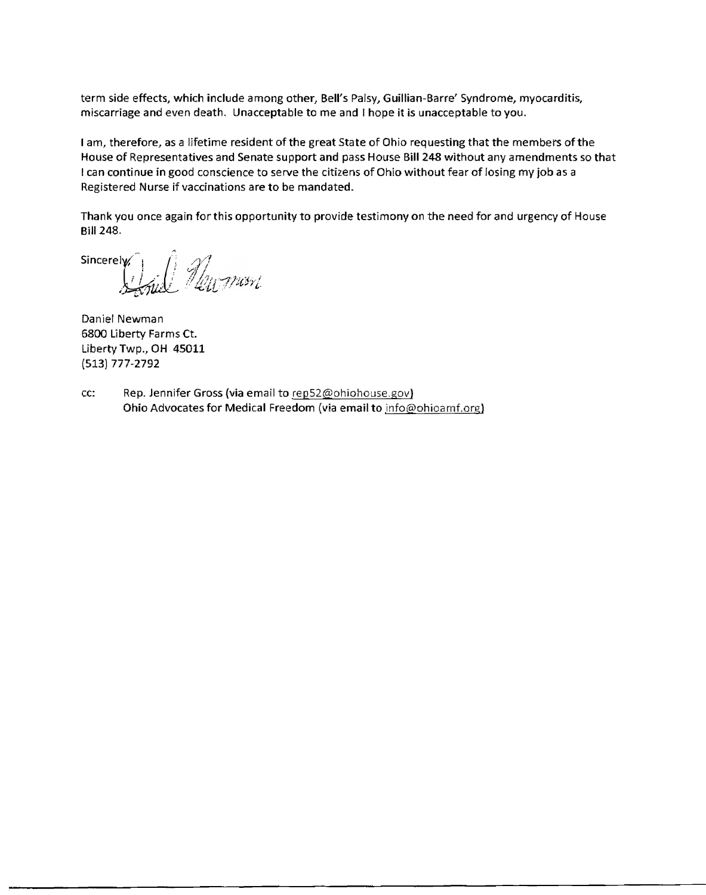term side effects, which include among other, Bell's Palsy, Guillian-Barre' Syndrome, myocarditis, miscarriage and even death. Unacceptable to me and I hope it is unacceptable to you.

I am, therefore, as a lifetime resident of the great State of Ohio requesting that the members of the House of Representatives and Senate support and pass House Bill 248 without any amendments so that I can continue in good conscience to serve the citizens of Ohio without fear of losing my job as a Registered Nurse if vaccinations are to be mandated.

Thank you once again for this opportunity to provide testimony on the need for and urgency of House Bill 248.

Sincerely,

Daniel Newman
6800 Liberty Farms Ct.
Liberty Twp., OH 45011
(513) 777-2792

cc: Rep. Jennifer Gross (via email to rep52@ohiohouse.gov)
Ohio Advocates for Medical Freedom (via email to info@ohioamf.org)